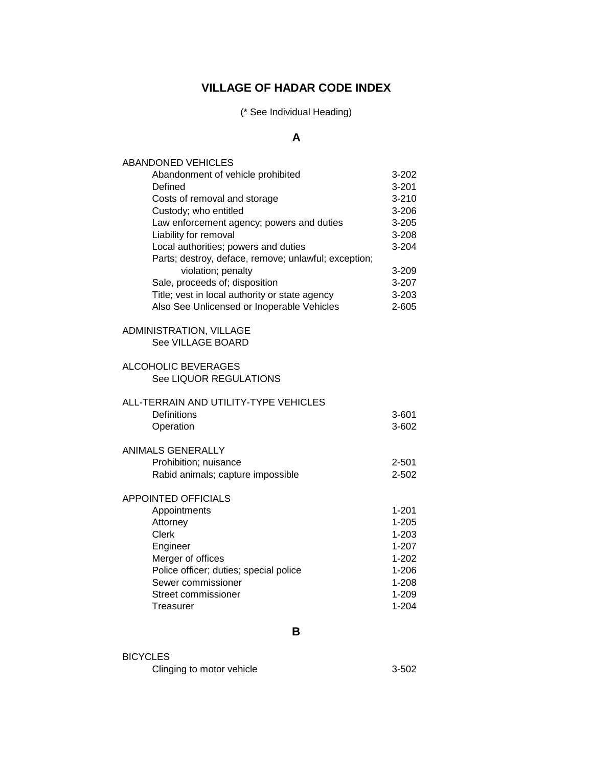# VILLAGE OF HADAR CODE INDEX

(* See Individual Heading)

## A

| ABANDONED VEHICLES | |
|---|---|
| Abandonment of vehicle prohibited | 3-202 |
| Defined | 3-201 |
| Costs of removal and storage | 3-210 |
| Custody; who entitled | 3-206 |
| Law enforcement agency; powers and duties | 3-205 |
| Liability for removal | 3-208 |
| Local authorities; powers and duties | 3-204 |
| Parts; destroy, deface, remove; unlawful; exception; violation; penalty | 3-209 |
| Sale, proceeds of; disposition | 3-207 |
| Title; vest in local authority or state agency | 3-203 |
| Also See Unlicensed or Inoperable Vehicles | 2-605 |

ADMINISTRATION, VILLAGE
See VILLAGE BOARD

ALCOHOLIC BEVERAGES
See LIQUOR REGULATIONS

| ALL-TERRAIN AND UTILITY-TYPE VEHICLES | |
|---|---|
| Definitions | 3-601 |
| Operation | 3-602 |

| ANIMALS GENERALLY | |
|---|---|
| Prohibition; nuisance | 2-501 |
| Rabid animals; capture impossible | 2-502 |

| APPOINTED OFFICIALS | |
|---|---|
| Appointments | 1-201 |
| Attorney | 1-205 |
| Clerk | 1-203 |
| Engineer | 1-207 |
| Merger of offices | 1-202 |
| Police officer; duties; special police | 1-206 |
| Sewer commissioner | 1-208 |
| Street commissioner | 1-209 |
| Treasurer | 1-204 |

## B

| BICYCLES | |
|---|---|
| Clinging to motor vehicle | 3-502 |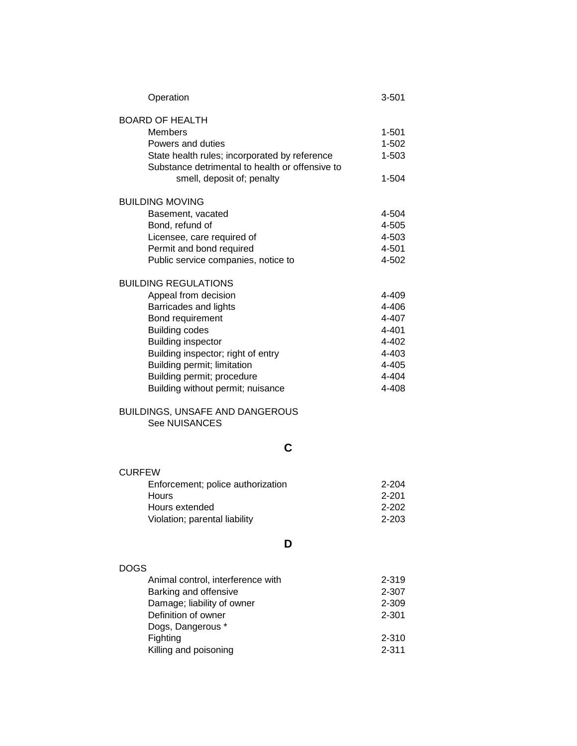| | |
|---|---|
| Operation | 3-501 |

BOARD OF HEALTH

| | |
|---|---|
| Members | 1-501 |
| Powers and duties | 1-502 |
| State health rules; incorporated by reference | 1-503 |
| Substance detrimental to health or offensive to smell, deposit of; penalty | 1-504 |

BUILDING MOVING

| | |
|---|---|
| Basement, vacated | 4-504 |
| Bond, refund of | 4-505 |
| Licensee, care required of | 4-503 |
| Permit and bond required | 4-501 |
| Public service companies, notice to | 4-502 |

BUILDING REGULATIONS

| | |
|---|---|
| Appeal from decision | 4-409 |
| Barricades and lights | 4-406 |
| Bond requirement | 4-407 |
| Building codes | 4-401 |
| Building inspector | 4-402 |
| Building inspector; right of entry | 4-403 |
| Building permit; limitation | 4-405 |
| Building permit; procedure | 4-404 |
| Building without permit; nuisance | 4-408 |

BUILDINGS, UNSAFE AND DANGEROUS
See NUISANCES

## C

CURFEW

| | |
|---|---|
| Enforcement; police authorization | 2-204 |
| Hours | 2-201 |
| Hours extended | 2-202 |
| Violation; parental liability | 2-203 |

## D

DOGS

| | |
|---|---|
| Animal control, interference with | 2-319 |
| Barking and offensive | 2-307 |
| Damage; liability of owner | 2-309 |
| Definition of owner | 2-301 |
| Dogs, Dangerous * | |
| Fighting | 2-310 |
| Killing and poisoning | 2-311 |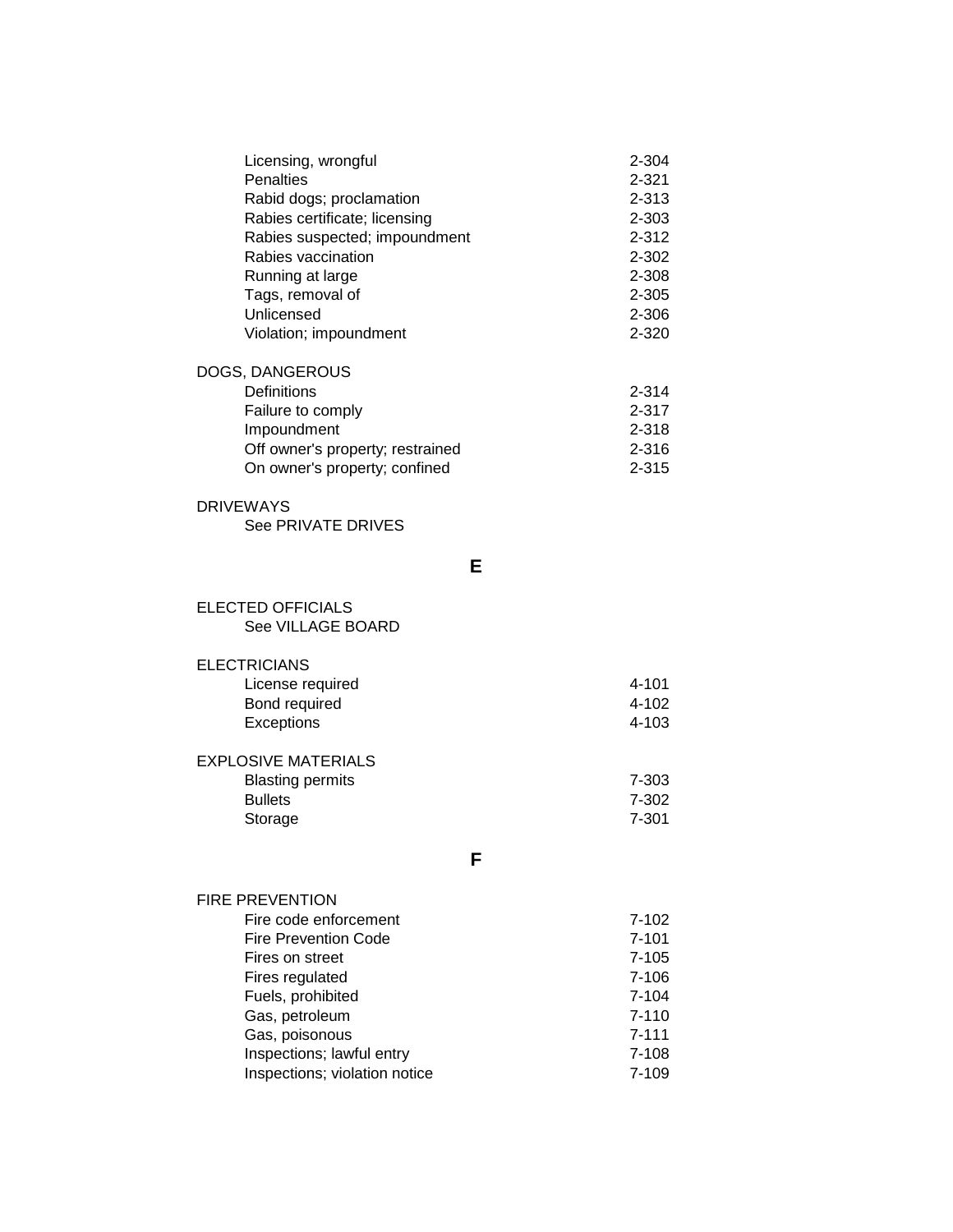| | |
|---|---|
| Licensing, wrongful | 2-304 |
| Penalties | 2-321 |
| Rabid dogs; proclamation | 2-313 |
| Rabies certificate; licensing | 2-303 |
| Rabies suspected; impoundment | 2-312 |
| Rabies vaccination | 2-302 |
| Running at large | 2-308 |
| Tags, removal of | 2-305 |
| Unlicensed | 2-306 |
| Violation; impoundment | 2-320 |

DOGS, DANGEROUS

| | |
|---|---|
| Definitions | 2-314 |
| Failure to comply | 2-317 |
| Impoundment | 2-318 |
| Off owner's property; restrained | 2-316 |
| On owner's property; confined | 2-315 |

DRIVEWAYS

See PRIVATE DRIVES

## E

ELECTED OFFICIALS

See VILLAGE BOARD

ELECTRICIANS

| | |
|---|---|
| License required | 4-101 |
| Bond required | 4-102 |
| Exceptions | 4-103 |

EXPLOSIVE MATERIALS

| | |
|---|---|
| Blasting permits | 7-303 |
| Bullets | 7-302 |
| Storage | 7-301 |

## F

FIRE PREVENTION

| | |
|---|---|
| Fire code enforcement | 7-102 |
| Fire Prevention Code | 7-101 |
| Fires on street | 7-105 |
| Fires regulated | 7-106 |
| Fuels, prohibited | 7-104 |
| Gas, petroleum | 7-110 |
| Gas, poisonous | 7-111 |
| Inspections; lawful entry | 7-108 |
| Inspections; violation notice | 7-109 |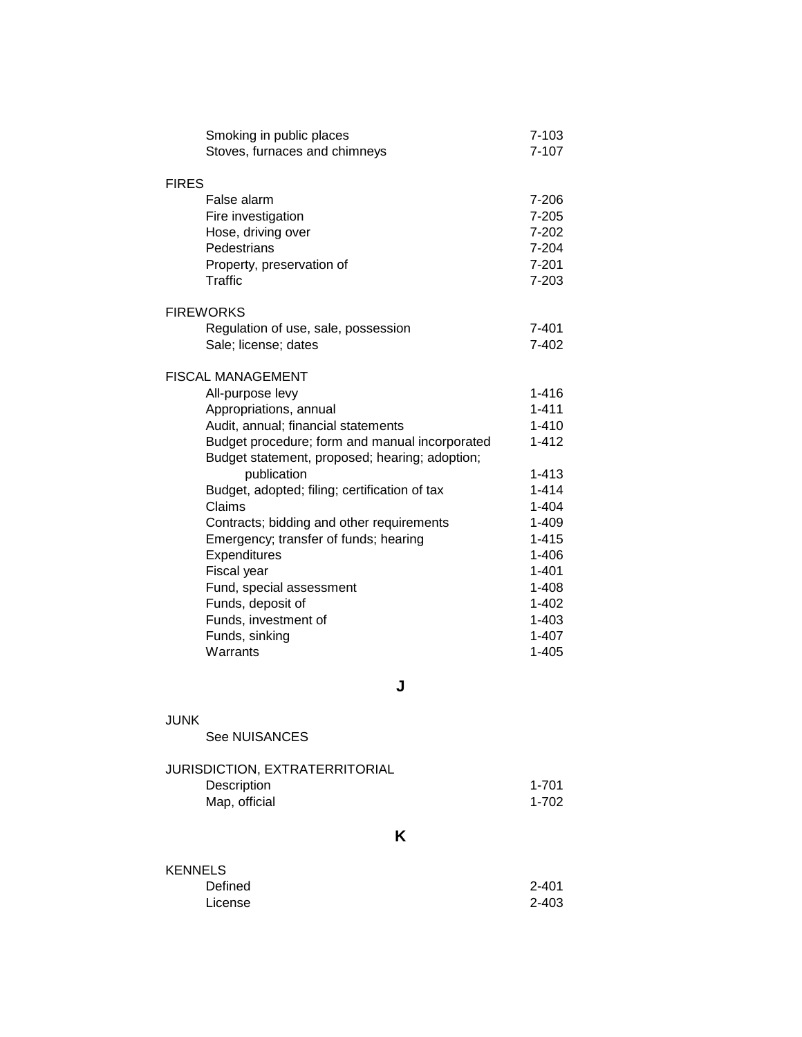| | |
|---|---|
| Smoking in public places | 7-103 |
| Stoves, furnaces and chimneys | 7-107 |

FIRES

| | |
|---|---|
| False alarm | 7-206 |
| Fire investigation | 7-205 |
| Hose, driving over | 7-202 |
| Pedestrians | 7-204 |
| Property, preservation of | 7-201 |
| Traffic | 7-203 |

FIREWORKS

| | |
|---|---|
| Regulation of use, sale, possession | 7-401 |
| Sale; license; dates | 7-402 |

FISCAL MANAGEMENT

| | |
|---|---|
| All-purpose levy | 1-416 |
| Appropriations, annual | 1-411 |
| Audit, annual; financial statements | 1-410 |
| Budget procedure; form and manual incorporated | 1-412 |
| Budget statement, proposed; hearing; adoption; publication | 1-413 |
| Budget, adopted; filing; certification of tax | 1-414 |
| Claims | 1-404 |
| Contracts; bidding and other requirements | 1-409 |
| Emergency; transfer of funds; hearing | 1-415 |
| Expenditures | 1-406 |
| Fiscal year | 1-401 |
| Fund, special assessment | 1-408 |
| Funds, deposit of | 1-402 |
| Funds, investment of | 1-403 |
| Funds, sinking | 1-407 |
| Warrants | 1-405 |

## J

JUNK

See NUISANCES

JURISDICTION, EXTRATERRITORIAL

| | |
|---|---|
| Description | 1-701 |
| Map, official | 1-702 |

## K

KENNELS

| | |
|---|---|
| Defined | 2-401 |
| License | 2-403 |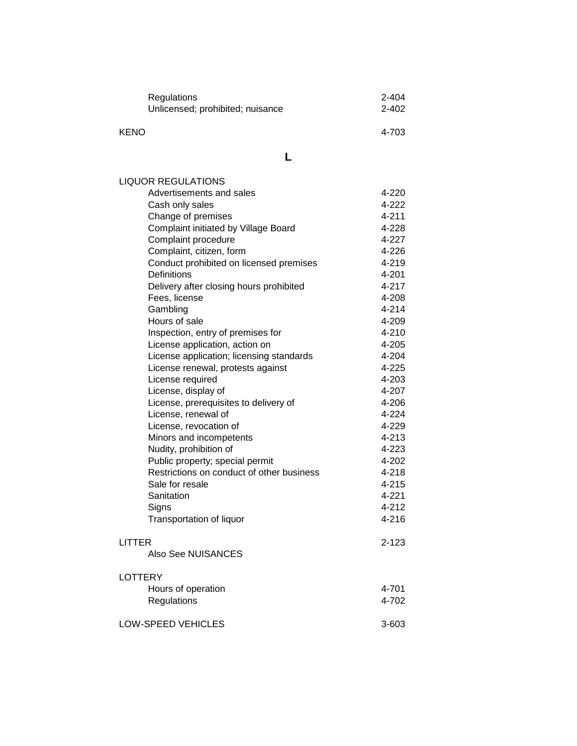| | |
|---|---|
| Regulations | 2-404 |
| Unlicensed; prohibited; nuisance | 2-402 |
| | |
| KENO | 4-703 |

## L

| | |
|---|---|
| LIQUOR REGULATIONS | |
| Advertisements and sales | 4-220 |
| Cash only sales | 4-222 |
| Change of premises | 4-211 |
| Complaint initiated by Village Board | 4-228 |
| Complaint procedure | 4-227 |
| Complaint, citizen, form | 4-226 |
| Conduct prohibited on licensed premises | 4-219 |
| Definitions | 4-201 |
| Delivery after closing hours prohibited | 4-217 |
| Fees, license | 4-208 |
| Gambling | 4-214 |
| Hours of sale | 4-209 |
| Inspection, entry of premises for | 4-210 |
| License application, action on | 4-205 |
| License application; licensing standards | 4-204 |
| License renewal, protests against | 4-225 |
| License required | 4-203 |
| License, display of | 4-207 |
| License, prerequisites to delivery of | 4-206 |
| License, renewal of | 4-224 |
| License, revocation of | 4-229 |
| Minors and incompetents | 4-213 |
| Nudity, prohibition of | 4-223 |
| Public property; special permit | 4-202 |
| Restrictions on conduct of other business | 4-218 |
| Sale for resale | 4-215 |
| Sanitation | 4-221 |
| Signs | 4-212 |
| Transportation of liquor | 4-216 |
| | |
| LITTER | 2-123 |
| Also See NUISANCES | |
| | |
| LOTTERY | |
| Hours of operation | 4-701 |
| Regulations | 4-702 |
| | |
| LOW-SPEED VEHICLES | 3-603 |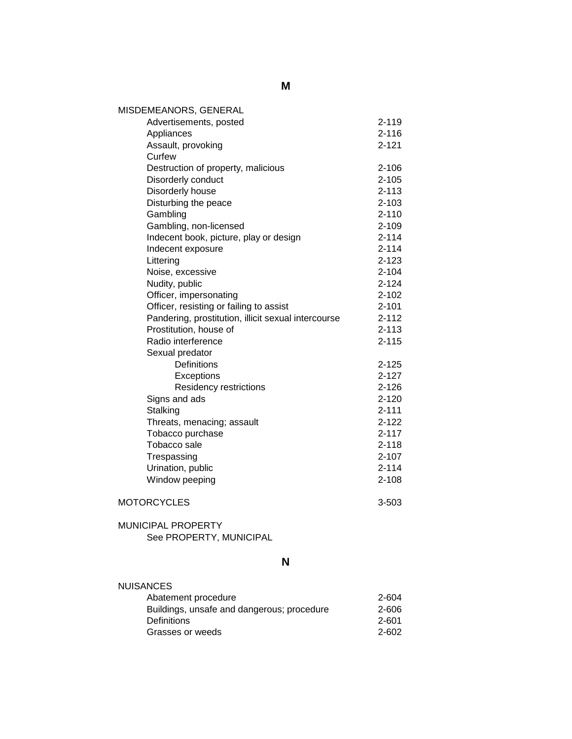## M

MISDEMEANORS, GENERAL

| | |
|---|---|
| Advertisements, posted | 2-119 |
| Appliances | 2-116 |
| Assault, provoking | 2-121 |
| Curfew | |
| Destruction of property, malicious | 2-106 |
| Disorderly conduct | 2-105 |
| Disorderly house | 2-113 |
| Disturbing the peace | 2-103 |
| Gambling | 2-110 |
| Gambling, non-licensed | 2-109 |
| Indecent book, picture, play or design | 2-114 |
| Indecent exposure | 2-114 |
| Littering | 2-123 |
| Noise, excessive | 2-104 |
| Nudity, public | 2-124 |
| Officer, impersonating | 2-102 |
| Officer, resisting or failing to assist | 2-101 |
| Pandering, prostitution, illicit sexual intercourse | 2-112 |
| Prostitution, house of | 2-113 |
| Radio interference | 2-115 |
| Sexual predator | |
| Definitions | 2-125 |
| Exceptions | 2-127 |
| Residency restrictions | 2-126 |
| Signs and ads | 2-120 |
| Stalking | 2-111 |
| Threats, menacing; assault | 2-122 |
| Tobacco purchase | 2-117 |
| Tobacco sale | 2-118 |
| Trespassing | 2-107 |
| Urination, public | 2-114 |
| Window peeping | 2-108 |

| | |
|---|---|
| MOTORCYCLES | 3-503 |

MUNICIPAL PROPERTY
See PROPERTY, MUNICIPAL

## N

NUISANCES

| | |
|---|---|
| Abatement procedure | 2-604 |
| Buildings, unsafe and dangerous; procedure | 2-606 |
| Definitions | 2-601 |
| Grasses or weeds | 2-602 |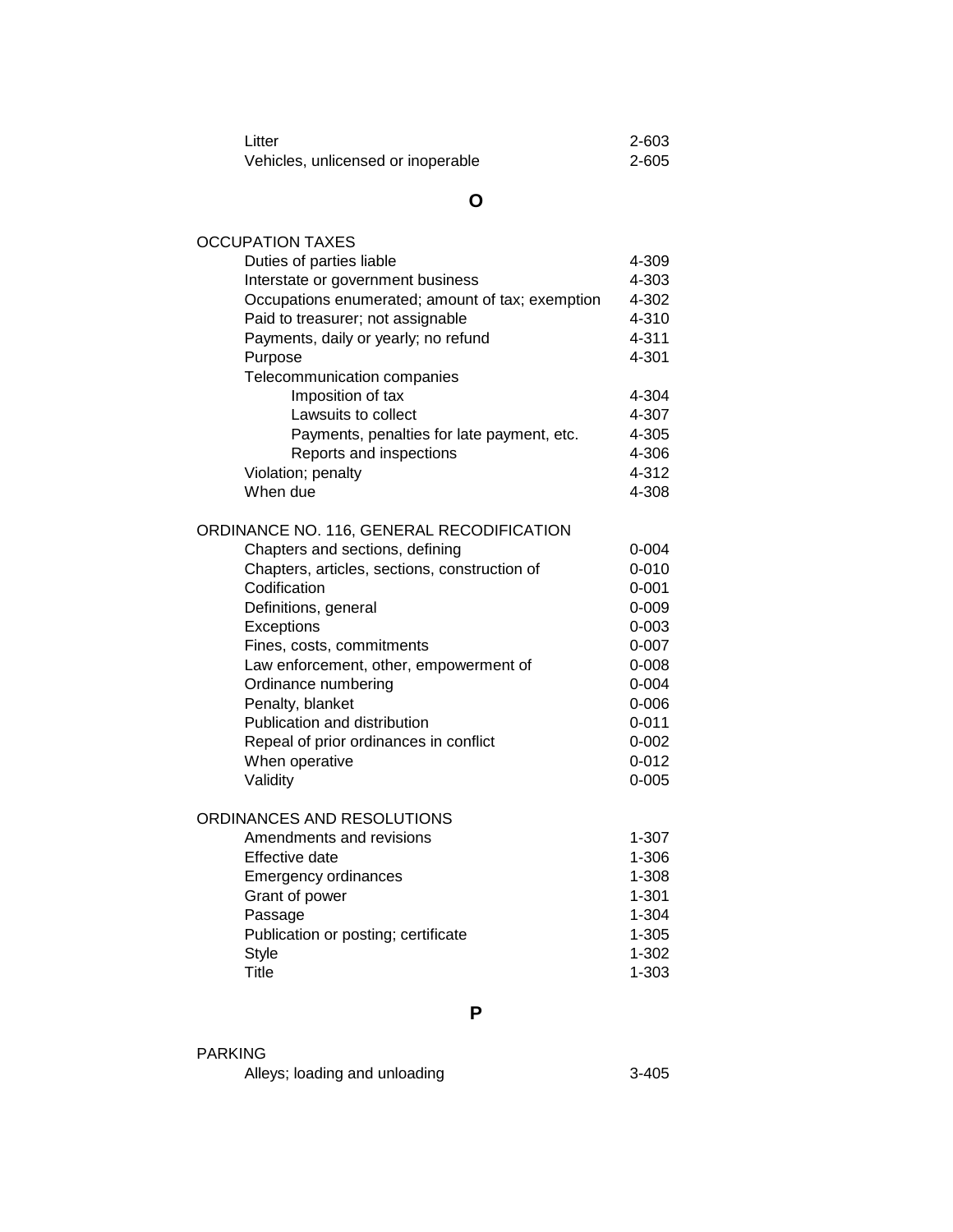| | |
|---|---|
| Litter | 2-603 |
| Vehicles, unlicensed or inoperable | 2-605 |

## O

OCCUPATION TAXES

| | |
|---|---|
| Duties of parties liable | 4-309 |
| Interstate or government business | 4-303 |
| Occupations enumerated; amount of tax; exemption | 4-302 |
| Paid to treasurer; not assignable | 4-310 |
| Payments, daily or yearly; no refund | 4-311 |
| Purpose | 4-301 |
| Telecommunication companies | |
| Imposition of tax | 4-304 |
| Lawsuits to collect | 4-307 |
| Payments, penalties for late payment, etc. | 4-305 |
| Reports and inspections | 4-306 |
| Violation; penalty | 4-312 |
| When due | 4-308 |

ORDINANCE NO. 116, GENERAL RECODIFICATION

| | |
|---|---|
| Chapters and sections, defining | 0-004 |
| Chapters, articles, sections, construction of | 0-010 |
| Codification | 0-001 |
| Definitions, general | 0-009 |
| Exceptions | 0-003 |
| Fines, costs, commitments | 0-007 |
| Law enforcement, other, empowerment of | 0-008 |
| Ordinance numbering | 0-004 |
| Penalty, blanket | 0-006 |
| Publication and distribution | 0-011 |
| Repeal of prior ordinances in conflict | 0-002 |
| When operative | 0-012 |
| Validity | 0-005 |

ORDINANCES AND RESOLUTIONS

| | |
|---|---|
| Amendments and revisions | 1-307 |
| Effective date | 1-306 |
| Emergency ordinances | 1-308 |
| Grant of power | 1-301 |
| Passage | 1-304 |
| Publication or posting; certificate | 1-305 |
| Style | 1-302 |
| Title | 1-303 |

## P

PARKING

| | |
|---|---|
| Alleys; loading and unloading | 3-405 |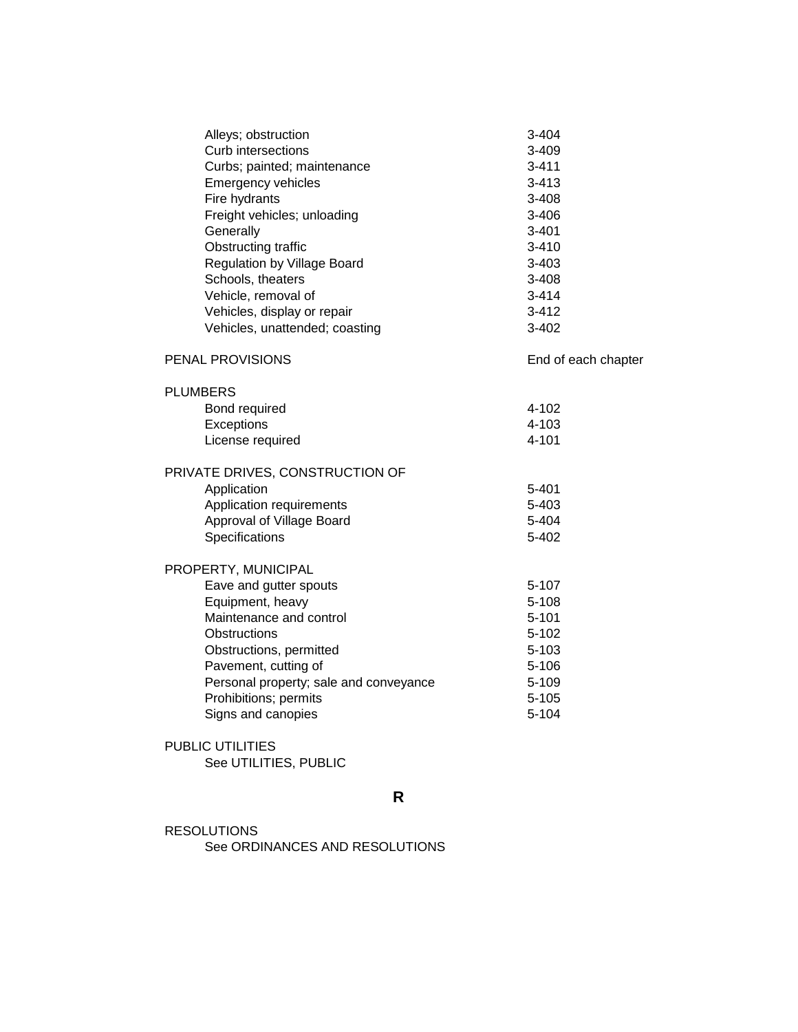| | |
|---|---|
| Alleys; obstruction | 3-404 |
| Curb intersections | 3-409 |
| Curbs; painted; maintenance | 3-411 |
| Emergency vehicles | 3-413 |
| Fire hydrants | 3-408 |
| Freight vehicles; unloading | 3-406 |
| Generally | 3-401 |
| Obstructing traffic | 3-410 |
| Regulation by Village Board | 3-403 |
| Schools, theaters | 3-408 |
| Vehicle, removal of | 3-414 |
| Vehicles, display or repair | 3-412 |
| Vehicles, unattended; coasting | 3-402 |

PENAL PROVISIONS — End of each chapter

PLUMBERS

| | |
|---|---|
| Bond required | 4-102 |
| Exceptions | 4-103 |
| License required | 4-101 |

PRIVATE DRIVES, CONSTRUCTION OF

| | |
|---|---|
| Application | 5-401 |
| Application requirements | 5-403 |
| Approval of Village Board | 5-404 |
| Specifications | 5-402 |

PROPERTY, MUNICIPAL

| | |
|---|---|
| Eave and gutter spouts | 5-107 |
| Equipment, heavy | 5-108 |
| Maintenance and control | 5-101 |
| Obstructions | 5-102 |
| Obstructions, permitted | 5-103 |
| Pavement, cutting of | 5-106 |
| Personal property; sale and conveyance | 5-109 |
| Prohibitions; permits | 5-105 |
| Signs and canopies | 5-104 |

PUBLIC UTILITIES

See UTILITIES, PUBLIC

## R

RESOLUTIONS

See ORDINANCES AND RESOLUTIONS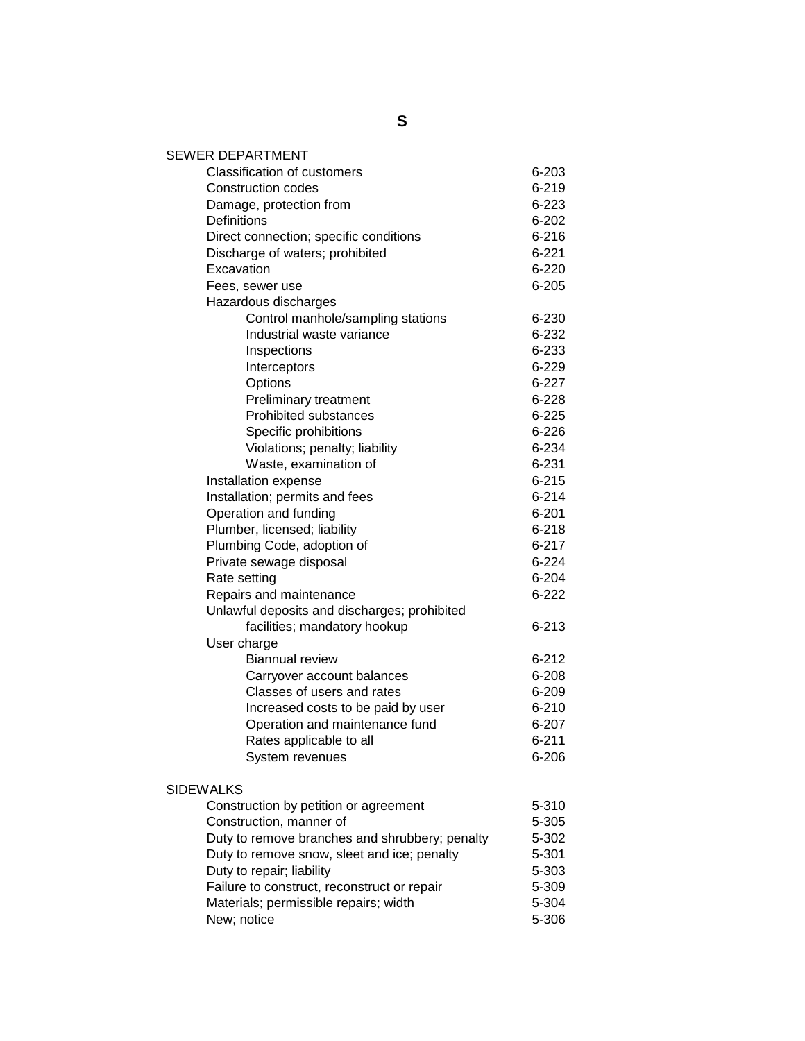# S

SEWER DEPARTMENT

| | |
|---|---|
| Classification of customers | 6-203 |
| Construction codes | 6-219 |
| Damage, protection from | 6-223 |
| Definitions | 6-202 |
| Direct connection; specific conditions | 6-216 |
| Discharge of waters; prohibited | 6-221 |
| Excavation | 6-220 |
| Fees, sewer use | 6-205 |
| Hazardous discharges | |
| Control manhole/sampling stations | 6-230 |
| Industrial waste variance | 6-232 |
| Inspections | 6-233 |
| Interceptors | 6-229 |
| Options | 6-227 |
| Preliminary treatment | 6-228 |
| Prohibited substances | 6-225 |
| Specific prohibitions | 6-226 |
| Violations; penalty; liability | 6-234 |
| Waste, examination of | 6-231 |
| Installation expense | 6-215 |
| Installation; permits and fees | 6-214 |
| Operation and funding | 6-201 |
| Plumber, licensed; liability | 6-218 |
| Plumbing Code, adoption of | 6-217 |
| Private sewage disposal | 6-224 |
| Rate setting | 6-204 |
| Repairs and maintenance | 6-222 |
| Unlawful deposits and discharges; prohibited facilities; mandatory hookup | 6-213 |
| User charge | |
| Biannual review | 6-212 |
| Carryover account balances | 6-208 |
| Classes of users and rates | 6-209 |
| Increased costs to be paid by user | 6-210 |
| Operation and maintenance fund | 6-207 |
| Rates applicable to all | 6-211 |
| System revenues | 6-206 |

SIDEWALKS

| | |
|---|---|
| Construction by petition or agreement | 5-310 |
| Construction, manner of | 5-305 |
| Duty to remove branches and shrubbery; penalty | 5-302 |
| Duty to remove snow, sleet and ice; penalty | 5-301 |
| Duty to repair; liability | 5-303 |
| Failure to construct, reconstruct or repair | 5-309 |
| Materials; permissible repairs; width | 5-304 |
| New; notice | 5-306 |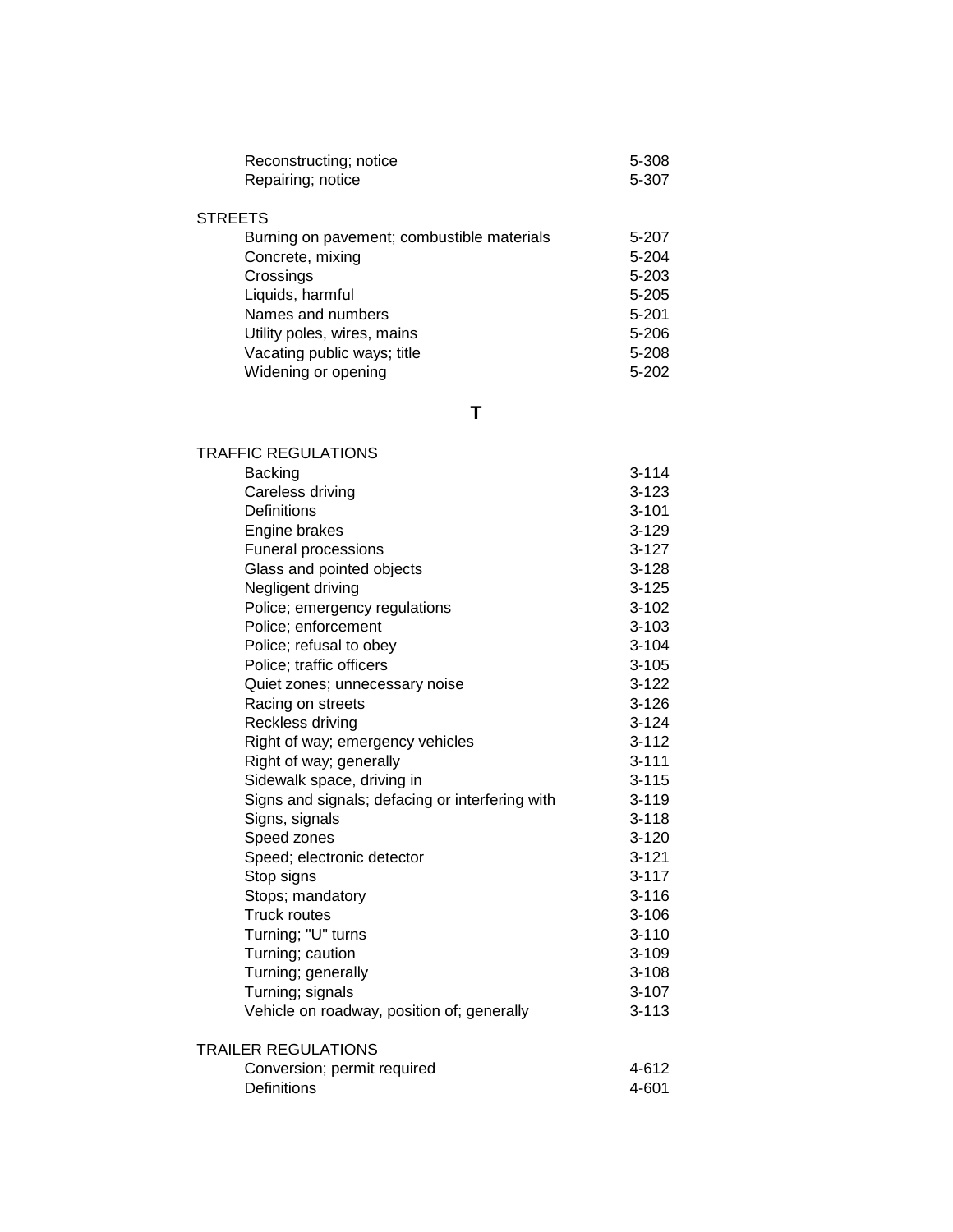| | |
|---|---|
| Reconstructing; notice | 5-308 |
| Repairing; notice | 5-307 |

STREETS

| | |
|---|---|
| Burning on pavement; combustible materials | 5-207 |
| Concrete, mixing | 5-204 |
| Crossings | 5-203 |
| Liquids, harmful | 5-205 |
| Names and numbers | 5-201 |
| Utility poles, wires, mains | 5-206 |
| Vacating public ways; title | 5-208 |
| Widening or opening | 5-202 |

## T

TRAFFIC REGULATIONS

| | |
|---|---|
| Backing | 3-114 |
| Careless driving | 3-123 |
| Definitions | 3-101 |
| Engine brakes | 3-129 |
| Funeral processions | 3-127 |
| Glass and pointed objects | 3-128 |
| Negligent driving | 3-125 |
| Police; emergency regulations | 3-102 |
| Police; enforcement | 3-103 |
| Police; refusal to obey | 3-104 |
| Police; traffic officers | 3-105 |
| Quiet zones; unnecessary noise | 3-122 |
| Racing on streets | 3-126 |
| Reckless driving | 3-124 |
| Right of way; emergency vehicles | 3-112 |
| Right of way; generally | 3-111 |
| Sidewalk space, driving in | 3-115 |
| Signs and signals; defacing or interfering with | 3-119 |
| Signs, signals | 3-118 |
| Speed zones | 3-120 |
| Speed; electronic detector | 3-121 |
| Stop signs | 3-117 |
| Stops; mandatory | 3-116 |
| Truck routes | 3-106 |
| Turning; "U" turns | 3-110 |
| Turning; caution | 3-109 |
| Turning; generally | 3-108 |
| Turning; signals | 3-107 |
| Vehicle on roadway, position of; generally | 3-113 |

TRAILER REGULATIONS

| | |
|---|---|
| Conversion; permit required | 4-612 |
| Definitions | 4-601 |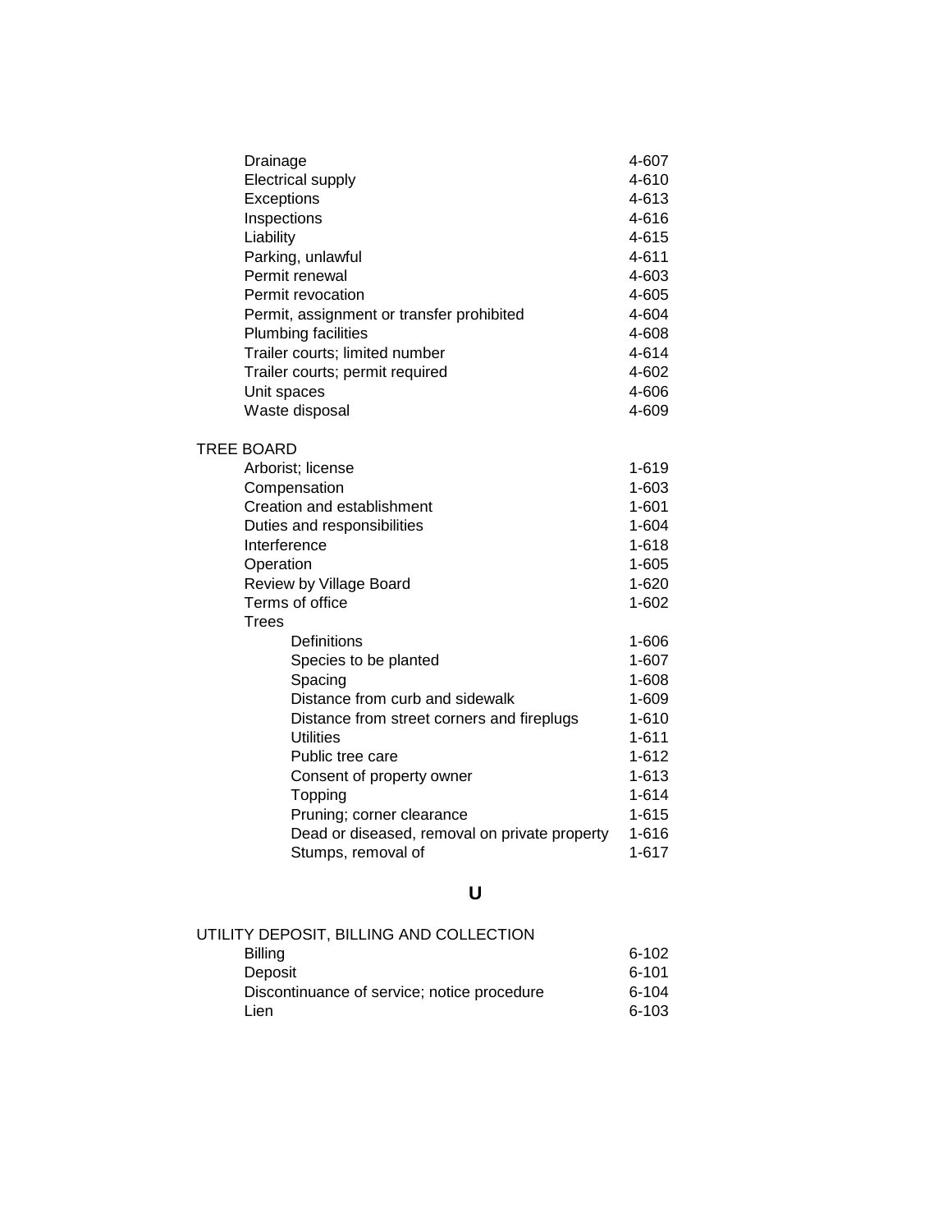| | |
|---|---|
| Drainage | 4-607 |
| Electrical supply | 4-610 |
| Exceptions | 4-613 |
| Inspections | 4-616 |
| Liability | 4-615 |
| Parking, unlawful | 4-611 |
| Permit renewal | 4-603 |
| Permit revocation | 4-605 |
| Permit, assignment or transfer prohibited | 4-604 |
| Plumbing facilities | 4-608 |
| Trailer courts; limited number | 4-614 |
| Trailer courts; permit required | 4-602 |
| Unit spaces | 4-606 |
| Waste disposal | 4-609 |

TREE BOARD

| | |
|---|---|
| Arborist; license | 1-619 |
| Compensation | 1-603 |
| Creation and establishment | 1-601 |
| Duties and responsibilities | 1-604 |
| Interference | 1-618 |
| Operation | 1-605 |
| Review by Village Board | 1-620 |
| Terms of office | 1-602 |
| Trees | |
| Definitions | 1-606 |
| Species to be planted | 1-607 |
| Spacing | 1-608 |
| Distance from curb and sidewalk | 1-609 |
| Distance from street corners and fireplugs | 1-610 |
| Utilities | 1-611 |
| Public tree care | 1-612 |
| Consent of property owner | 1-613 |
| Topping | 1-614 |
| Pruning; corner clearance | 1-615 |
| Dead or diseased, removal on private property | 1-616 |
| Stumps, removal of | 1-617 |

## U

UTILITY DEPOSIT, BILLING AND COLLECTION

| | |
|---|---|
| Billing | 6-102 |
| Deposit | 6-101 |
| Discontinuance of service; notice procedure | 6-104 |
| Lien | 6-103 |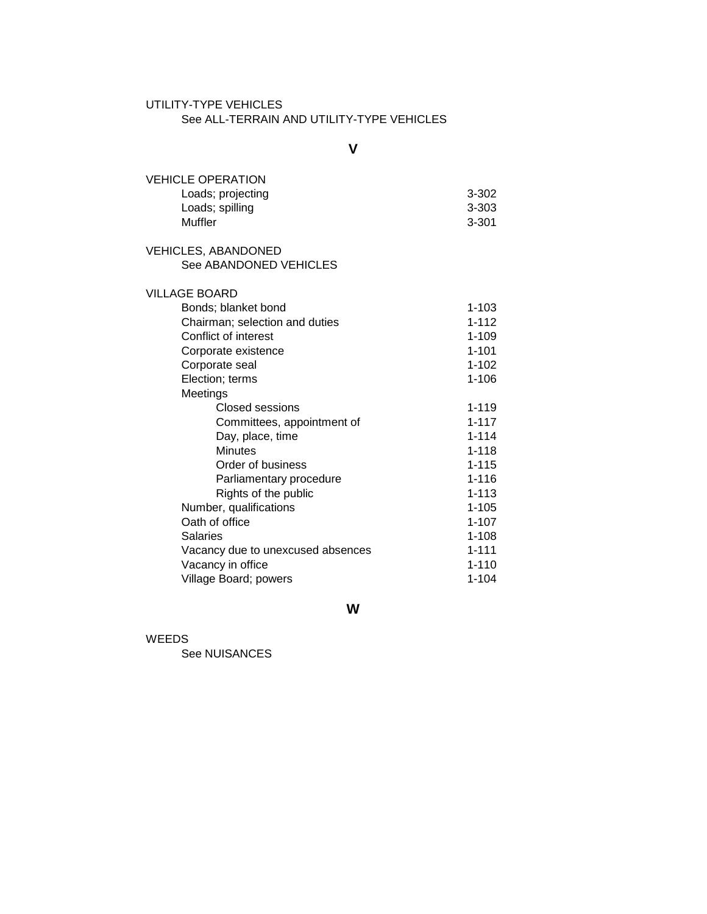UTILITY-TYPE VEHICLES
See ALL-TERRAIN AND UTILITY-TYPE VEHICLES

## V

VEHICLE OPERATION

| | |
|---|---|
| Loads; projecting | 3-302 |
| Loads; spilling | 3-303 |
| Muffler | 3-301 |

VEHICLES, ABANDONED
See ABANDONED VEHICLES

VILLAGE BOARD

| | |
|---|---|
| Bonds; blanket bond | 1-103 |
| Chairman; selection and duties | 1-112 |
| Conflict of interest | 1-109 |
| Corporate existence | 1-101 |
| Corporate seal | 1-102 |
| Election; terms | 1-106 |
| Meetings | |
| Closed sessions | 1-119 |
| Committees, appointment of | 1-117 |
| Day, place, time | 1-114 |
| Minutes | 1-118 |
| Order of business | 1-115 |
| Parliamentary procedure | 1-116 |
| Rights of the public | 1-113 |
| Number, qualifications | 1-105 |
| Oath of office | 1-107 |
| Salaries | 1-108 |
| Vacancy due to unexcused absences | 1-111 |
| Vacancy in office | 1-110 |
| Village Board; powers | 1-104 |

## W

WEEDS
See NUISANCES